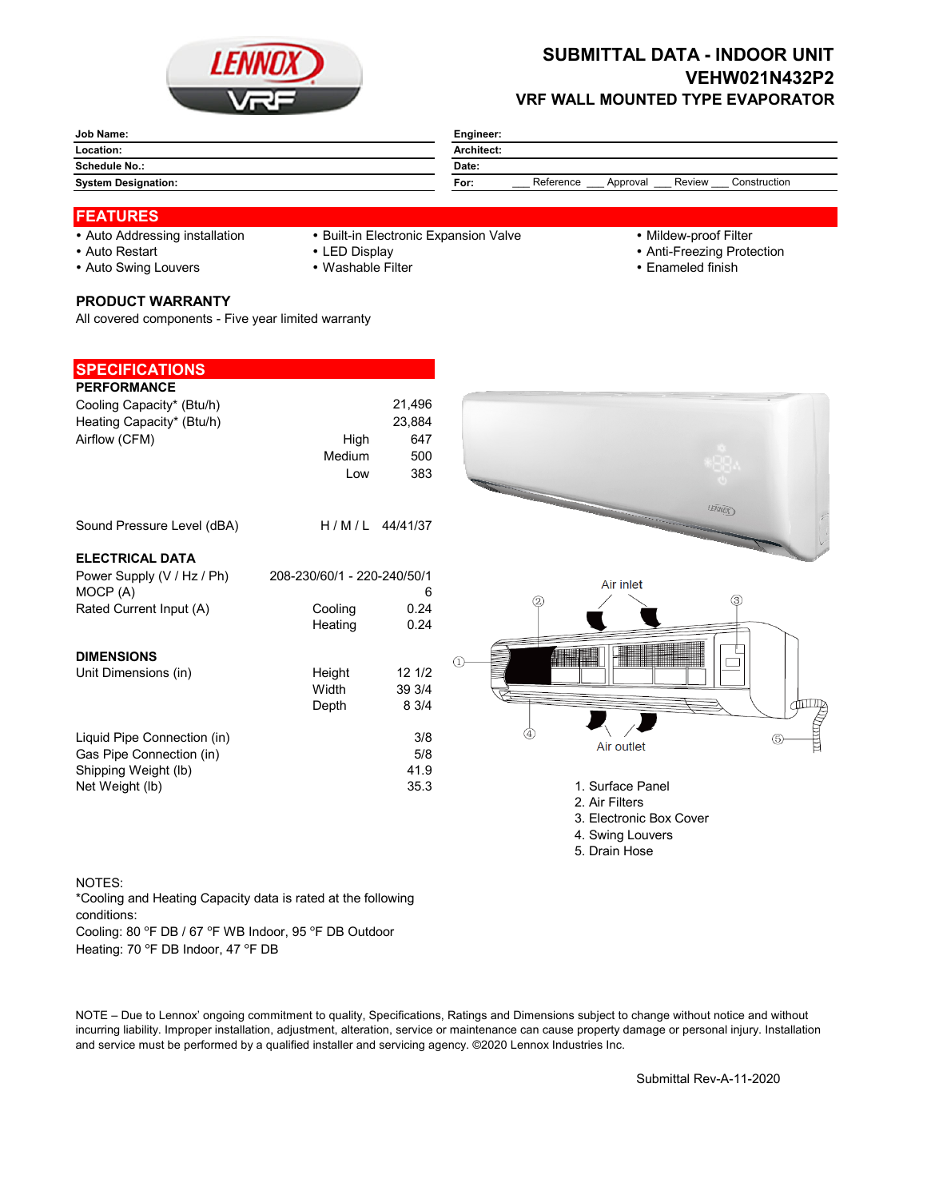# SUBMITTAL DATA - INDOOR UNIT
# VEHW021N432P2
## VRF WALL MOUNTED TYPE EVAPORATOR

| | |
|---|---|
| **Job Name:** | **Engineer:** |
| **Location:** | **Architect:** |
| **Schedule No.:** | **Date:** |
| **System Designation:** | **For:** ___ Reference ___ Approval ___ Review ___ Construction |

## FEATURES

- Auto Addressing installation
- Auto Restart
- Auto Swing Louvers
- Built-in Electronic Expansion Valve
- LED Display
- Washable Filter
- Mildew-proof Filter
- Anti-Freezing Protection
- Enameled finish

### PRODUCT WARRANTY

All covered components - Five year limited warranty

## SPECIFICATIONS

### PERFORMANCE

| | | |
|---|---|---|
| Cooling Capacity* (Btu/h) | | 21,496 |
| Heating Capacity* (Btu/h) | | 23,884 |
| Airflow (CFM) | High | 647 |
| | Medium | 500 |
| | Low | 383 |
| Sound Pressure Level (dBA) | H / M / L | 44/41/37 |

### ELECTRICAL DATA

| | | |
|---|---|---|
| Power Supply (V / Hz / Ph) | 208-230/60/1 - 220-240/50/1 | |
| MOCP (A) | | 6 |
| Rated Current Input (A) | Cooling | 0.24 |
| | Heating | 0.24 |

### DIMENSIONS

| | | |
|---|---|---|
| Unit Dimensions (in) | Height | 12 1/2 |
| | Width | 39 3/4 |
| | Depth | 8 3/4 |
| Liquid Pipe Connection (in) | | 3/8 |
| Gas Pipe Connection (in) | | 5/8 |
| Shipping Weight (lb) | | 41.9 |
| Net Weight (lb) | | 35.3 |

Air inlet

Air outlet

1. Surface Panel
2. Air Filters
3. Electronic Box Cover
4. Swing Louvers
5. Drain Hose

NOTES:
*Cooling and Heating Capacity data is rated at the following conditions:
Cooling: 80 °F DB / 67 °F WB Indoor, 95 °F DB Outdoor
Heating: 70 °F DB Indoor, 47 °F DB

NOTE – Due to Lennox' ongoing commitment to quality, Specifications, Ratings and Dimensions subject to change without notice and without incurring liability. Improper installation, adjustment, alteration, service or maintenance can cause property damage or personal injury. Installation and service must be performed by a qualified installer and servicing agency. ©2020 Lennox Industries Inc.

Submittal Rev-A-11-2020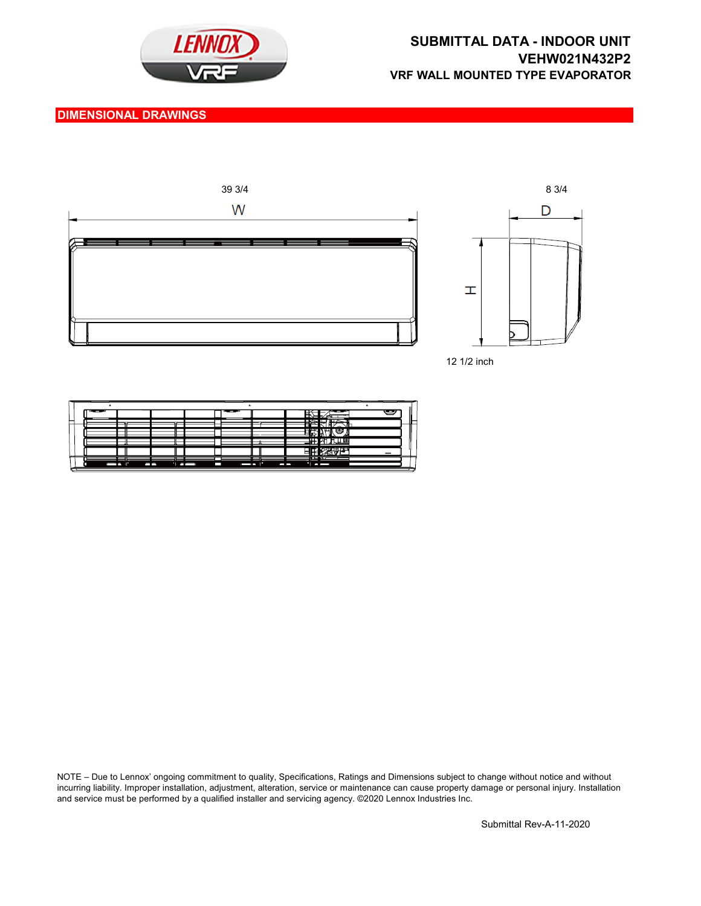SUBMITTAL DATA - INDOOR UNIT

VEHW021N432P2

VRF WALL MOUNTED TYPE EVAPORATOR

## DIMENSIONAL DRAWINGS

39 3/4

W

8 3/4

D

H

12 1/2 inch

NOTE – Due to Lennox' ongoing commitment to quality, Specifications, Ratings and Dimensions subject to change without notice and without incurring liability. Improper installation, adjustment, alteration, service or maintenance can cause property damage or personal injury. Installation and service must be performed by a qualified installer and servicing agency. ©2020 Lennox Industries Inc.

Submittal Rev-A-11-2020